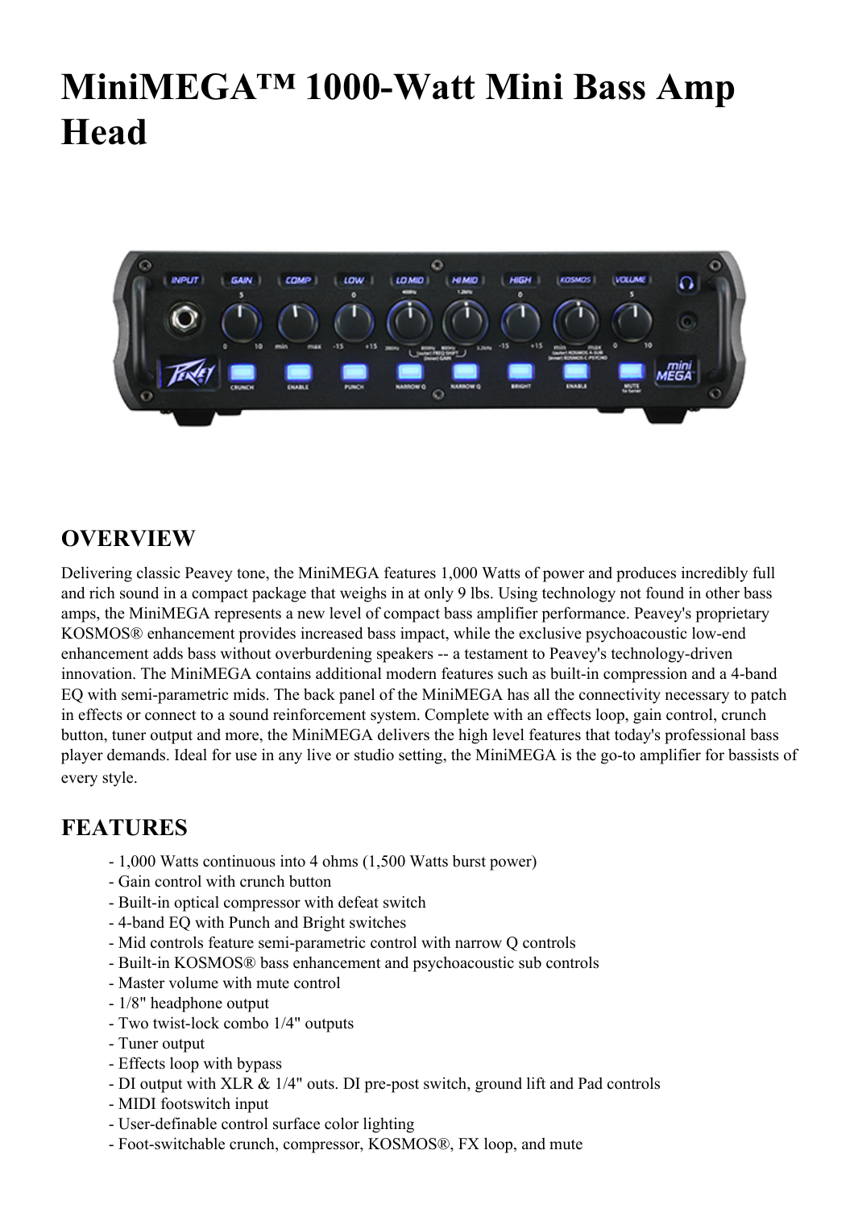# MiniMEGA™ 1000-Watt Mini Bass Amp Head

## OVERVIEW

Delivering classic Peavey tone, the MiniMEGA features 1,000 Watts of power and produces incredibly full and rich sound in a compact package that weighs in at only 9 lbs. Using technology not found in other bass amps, the MiniMEGA represents a new level of compact bass amplifier performance. Peavey's proprietary KOSMOS® enhancement provides increased bass impact, while the exclusive psychoacoustic low-end enhancement adds bass without overburdening speakers -- a testament to Peavey's technology-driven innovation. The MiniMEGA contains additional modern features such as built-in compression and a 4-band EQ with semi-parametric mids. The back panel of the MiniMEGA has all the connectivity necessary to patch in effects or connect to a sound reinforcement system. Complete with an effects loop, gain control, crunch button, tuner output and more, the MiniMEGA delivers the high level features that today's professional bass player demands. Ideal for use in any live or studio setting, the MiniMEGA is the go-to amplifier for bassists of every style.

## FEATURES

- 1,000 Watts continuous into 4 ohms (1,500 Watts burst power)
- Gain control with crunch button
- Built-in optical compressor with defeat switch
- 4-band EQ with Punch and Bright switches
- Mid controls feature semi-parametric control with narrow Q controls
- Built-in KOSMOS® bass enhancement and psychoacoustic sub controls
- Master volume with mute control
- 1/8" headphone output
- Two twist-lock combo 1/4" outputs
- Tuner output
- Effects loop with bypass
- DI output with XLR & 1/4" outs. DI pre-post switch, ground lift and Pad controls
- MIDI footswitch input
- User-definable control surface color lighting
- Foot-switchable crunch, compressor, KOSMOS®, FX loop, and mute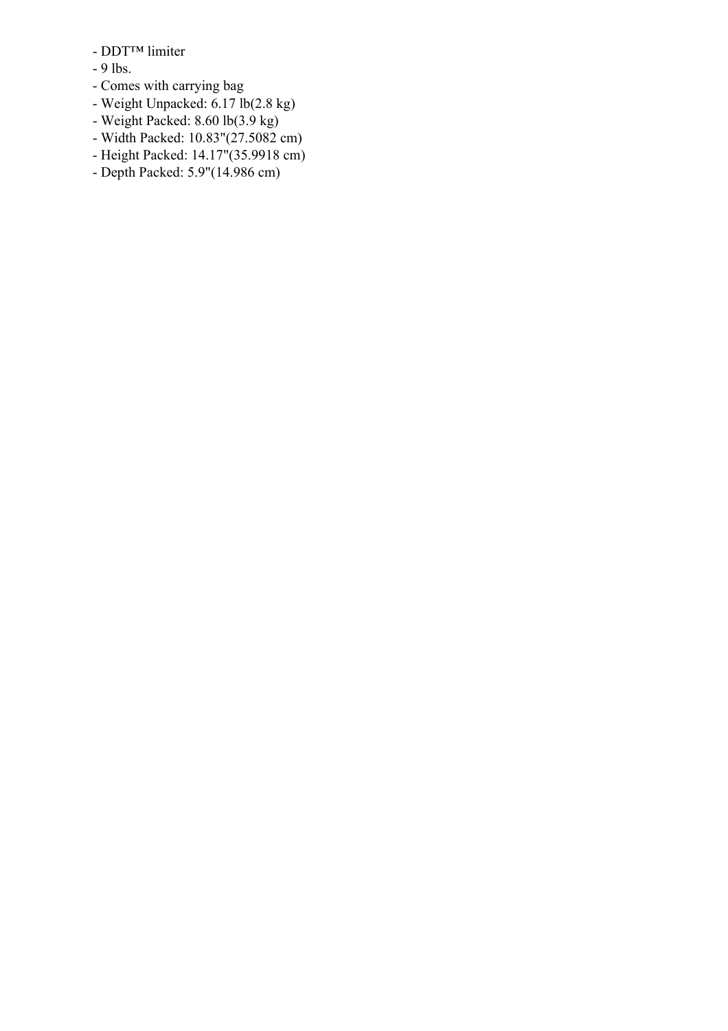- DDT™ limiter
- 9 lbs.
- Comes with carrying bag
- Weight Unpacked: 6.17 lb(2.8 kg)
- Weight Packed: 8.60 lb(3.9 kg)
- Width Packed: 10.83"(27.5082 cm)
- Height Packed: 14.17"(35.9918 cm)
- Depth Packed: 5.9"(14.986 cm)